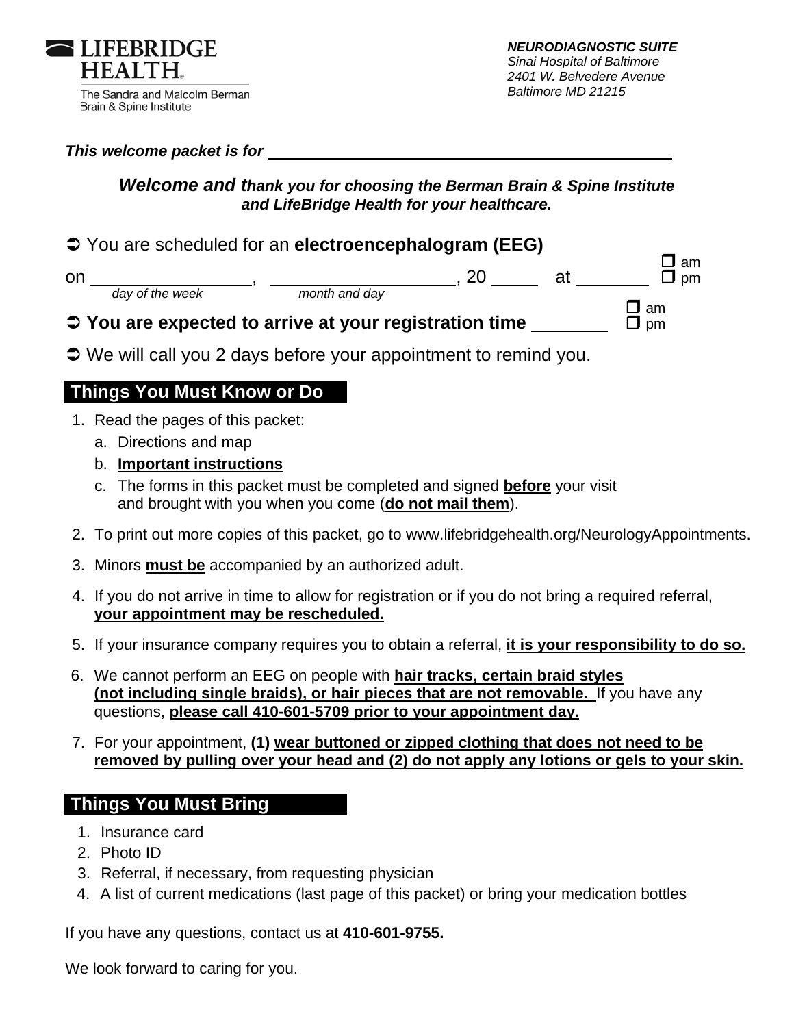**LIFEBRIDGE HEALTH**
The Sandra and Malcolm Berman Brain & Spine Institute

***NEURODIAGNOSTIC SUITE***
*Sinai Hospital of Baltimore*
*2401 W. Belvedere Avenue*
*Baltimore MD 21215*

***This welcome packet is for*** ______________________________________________

***Welcome and thank you for choosing the Berman Brain & Spine Institute and LifeBridge Health for your healthcare.***

➲ You are scheduled for an **electroencephalogram (EEG)**

on ________________, ___________________, 20 _____ at ________ ❒ am ❒ pm
*day of the week* *month and day*

➲ **You are expected to arrive at your registration time** ________ ❒ am ❒ pm

➲ We will call you 2 days before your appointment to remind you.

## Things You Must Know or Do

1. Read the pages of this packet:
   a. Directions and map
   b. **Important instructions**
   c. The forms in this packet must be completed and signed **before** your visit and brought with you when you come (**do not mail them**).
2. To print out more copies of this packet, go to www.lifebridgehealth.org/NeurologyAppointments.
3. Minors **must be** accompanied by an authorized adult.
4. If you do not arrive in time to allow for registration or if you do not bring a required referral, **your appointment may be rescheduled.**
5. If your insurance company requires you to obtain a referral, **it is your responsibility to do so.**
6. We cannot perform an EEG on people with **hair tracks, certain braid styles (not including single braids), or hair pieces that are not removable.** If you have any questions, **please call 410-601-5709 prior to your appointment day.**
7. For your appointment, **(1) wear buttoned or zipped clothing that does not need to be removed by pulling over your head and (2) do not apply any lotions or gels to your skin.**

## Things You Must Bring

1. Insurance card
2. Photo ID
3. Referral, if necessary, from requesting physician
4. A list of current medications (last page of this packet) or bring your medication bottles

If you have any questions, contact us at **410-601-9755.**

We look forward to caring for you.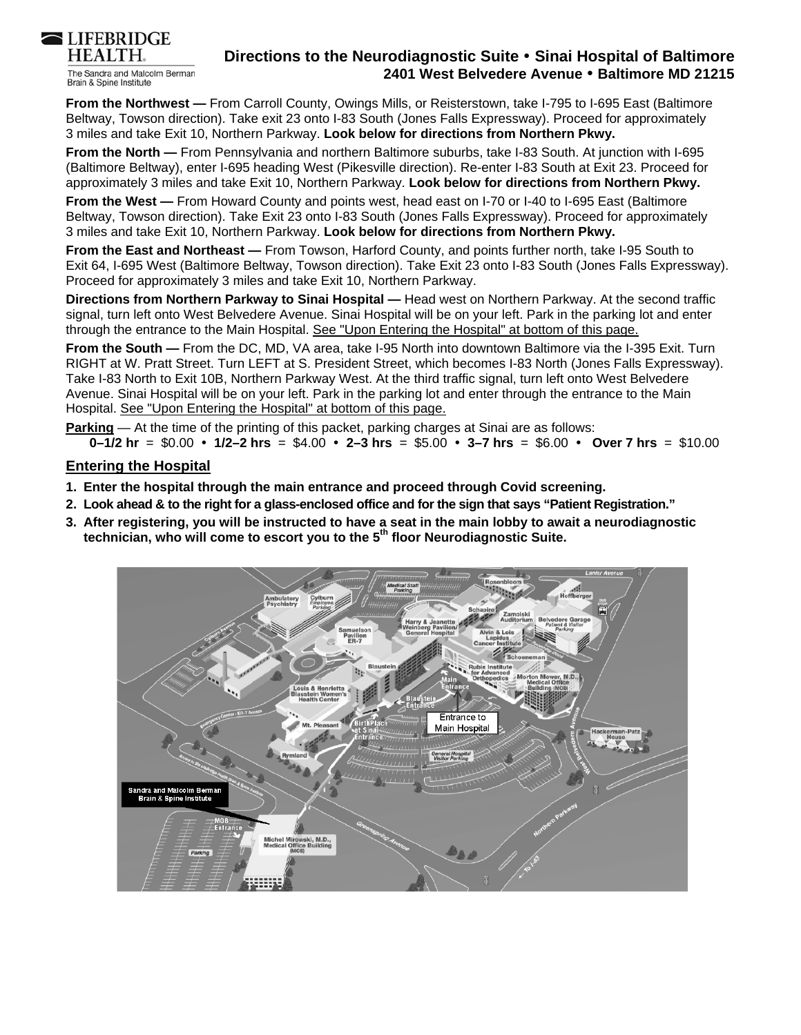LIFEBRIDGE HEALTH.
The Sandra and Malcolm Berman Brain & Spine Institute

# Directions to the Neurodiagnostic Suite • Sinai Hospital of Baltimore
## 2401 West Belvedere Avenue • Baltimore MD 21215

**From the Northwest —** From Carroll County, Owings Mills, or Reisterstown, take I-795 to I-695 East (Baltimore Beltway, Towson direction). Take exit 23 onto I-83 South (Jones Falls Expressway). Proceed for approximately 3 miles and take Exit 10, Northern Parkway. **Look below for directions from Northern Pkwy.**

**From the North —** From Pennsylvania and northern Baltimore suburbs, take I-83 South. At junction with I-695 (Baltimore Beltway), enter I-695 heading West (Pikesville direction). Re-enter I-83 South at Exit 23. Proceed for approximately 3 miles and take Exit 10, Northern Parkway. **Look below for directions from Northern Pkwy.**

**From the West —** From Howard County and points west, head east on I-70 or I-40 to I-695 East (Baltimore Beltway, Towson direction). Take Exit 23 onto I-83 South (Jones Falls Expressway). Proceed for approximately 3 miles and take Exit 10, Northern Parkway. **Look below for directions from Northern Pkwy.**

**From the East and Northeast —** From Towson, Harford County, and points further north, take I-95 South to Exit 64, I-695 West (Baltimore Beltway, Towson direction). Take Exit 23 onto I-83 South (Jones Falls Expressway). Proceed for approximately 3 miles and take Exit 10, Northern Parkway.

**Directions from Northern Parkway to Sinai Hospital —** Head west on Northern Parkway. At the second traffic signal, turn left onto West Belvedere Avenue. Sinai Hospital will be on your left. Park in the parking lot and enter through the entrance to the Main Hospital. See "Upon Entering the Hospital" at bottom of this page.

**From the South —** From the DC, MD, VA area, take I-95 North into downtown Baltimore via the I-395 Exit. Turn RIGHT at W. Pratt Street. Turn LEFT at S. President Street, which becomes I-83 North (Jones Falls Expressway). Take I-83 North to Exit 10B, Northern Parkway West. At the third traffic signal, turn left onto West Belvedere Avenue. Sinai Hospital will be on your left. Park in the parking lot and enter through the entrance to the Main Hospital. See "Upon Entering the Hospital" at bottom of this page.

**Parking** — At the time of the printing of this packet, parking charges at Sinai are as follows:
**0–1/2 hr** = $0.00 • **1/2–2 hrs** = $4.00 • **2–3 hrs** = $5.00 • **3–7 hrs** = $6.00 • **Over 7 hrs** = $10.00

## Entering the Hospital

1. **Enter the hospital through the main entrance and proceed through Covid screening.**
2. **Look ahead & to the right for a glass-enclosed office and for the sign that says "Patient Registration."**
3. **After registering, you will be instructed to have a seat in the main lobby to await a neurodiagnostic technician, who will come to escort you to the 5th floor Neurodiagnostic Suite.**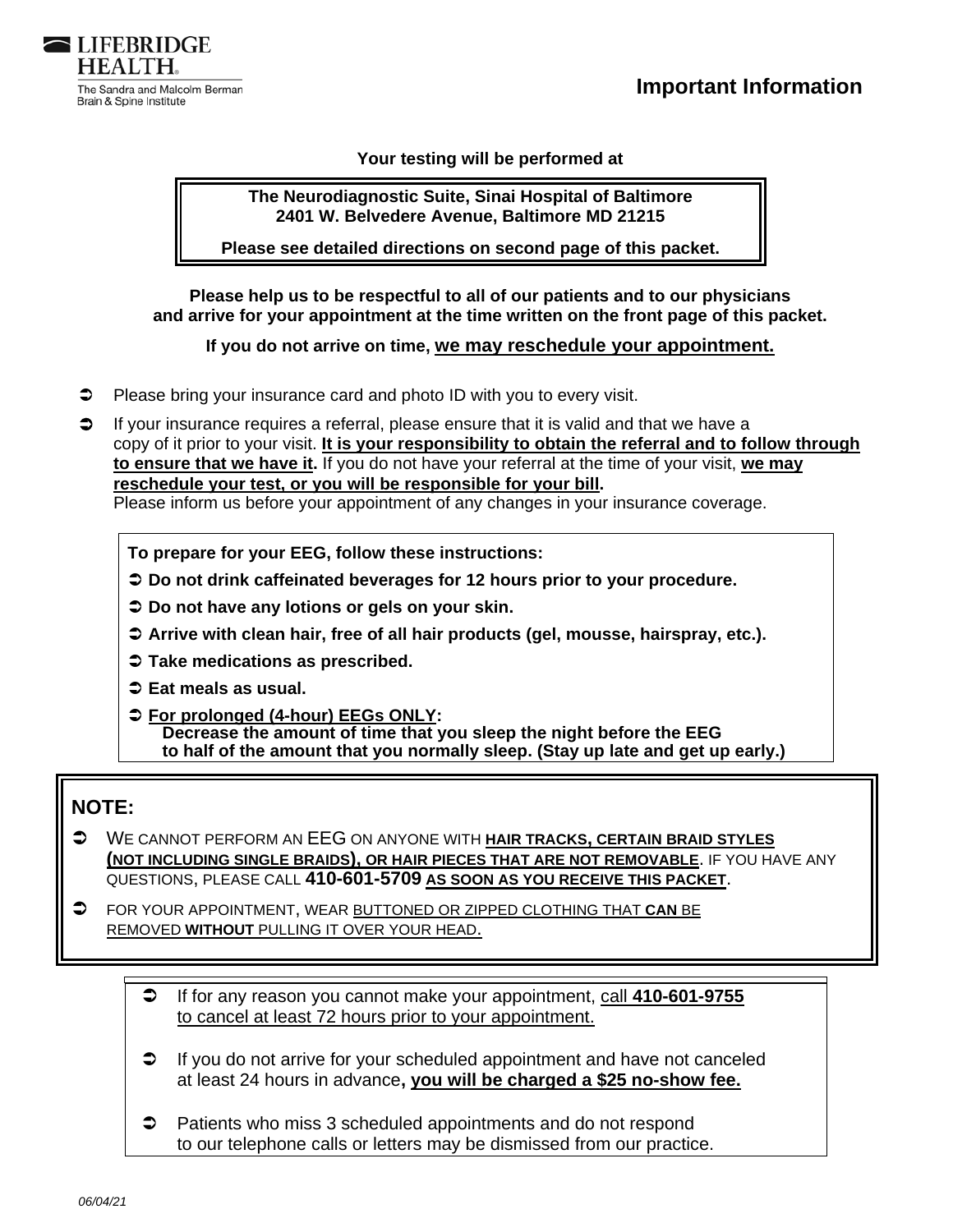LIFEBRIDGE HEALTH.
The Sandra and Malcolm Berman Brain & Spine Institute

# Important Information

**Your testing will be performed at**

**The Neurodiagnostic Suite, Sinai Hospital of Baltimore**
**2401 W. Belvedere Avenue, Baltimore MD 21215**

**Please see detailed directions on second page of this packet.**

**Please help us to be respectful to all of our patients and to our physicians and arrive for your appointment at the time written on the front page of this packet.**

**If you do not arrive on time, <u>we may reschedule your appointment.</u>**

- Please bring your insurance card and photo ID with you to every visit.
- If your insurance requires a referral, please ensure that it is valid and that we have a copy of it prior to your visit. **<u>It is your responsibility to obtain the referral and to follow through to ensure that we have it</u>.** If you do not have your referral at the time of your visit, **<u>we may reschedule your test, or you will be responsible for your bill</u>.** Please inform us before your appointment of any changes in your insurance coverage.

**To prepare for your EEG, follow these instructions:**

- **Do not drink caffeinated beverages for 12 hours prior to your procedure.**
- **Do not have any lotions or gels on your skin.**
- **Arrive with clean hair, free of all hair products (gel, mousse, hairspray, etc.).**
- **Take medications as prescribed.**
- **Eat meals as usual.**
- **<u>For prolonged (4-hour) EEGs ONLY</u>:**
  **Decrease the amount of time that you sleep the night before the EEG to half of the amount that you normally sleep. (Stay up late and get up early.)**

**NOTE:**

- WE CANNOT PERFORM AN EEG ON ANYONE WITH **<u>HAIR TRACKS, CERTAIN BRAID STYLES (NOT INCLUDING SINGLE BRAIDS), OR HAIR PIECES THAT ARE NOT REMOVABLE</u>**. IF YOU HAVE ANY QUESTIONS, PLEASE CALL **410-601-5709** **<u>AS SOON AS YOU RECEIVE THIS PACKET</u>**.
- FOR YOUR APPOINTMENT, WEAR <u>BUTTONED OR ZIPPED CLOTHING THAT **CAN** BE REMOVED **WITHOUT** PULLING IT OVER YOUR HEAD</u>.

- If for any reason you cannot make your appointment, <u>call **410-601-9755** to cancel at least 72 hours prior to your appointment.</u>
- If you do not arrive for your scheduled appointment and have not canceled at least 24 hours in advance**, <u>you will be charged a $25 no-show fee.</u>**
- Patients who miss 3 scheduled appointments and do not respond to our telephone calls or letters may be dismissed from our practice.

*06/04/21*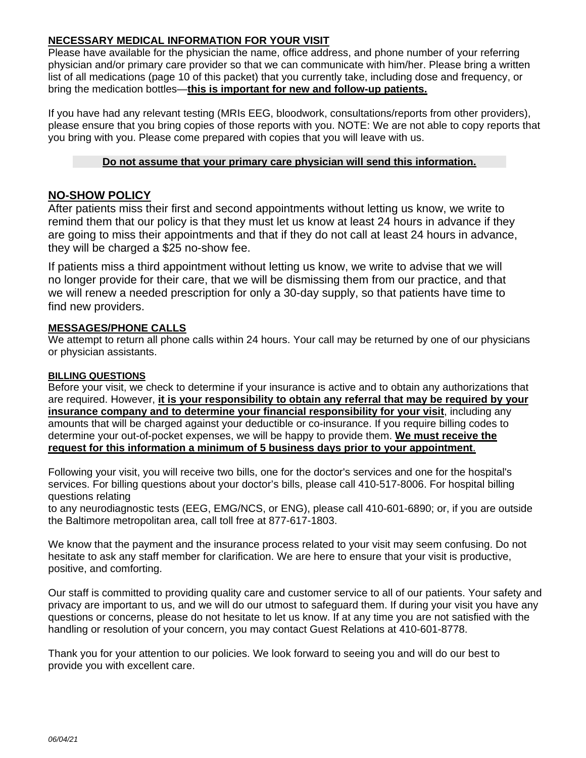## NECESSARY MEDICAL INFORMATION FOR YOUR VISIT

Please have available for the physician the name, office address, and phone number of your referring physician and/or primary care provider so that we can communicate with him/her. Please bring a written list of all medications (page 10 of this packet) that you currently take, including dose and frequency, or bring the medication bottles—**this is important for new and follow-up patients.**

If you have had any relevant testing (MRIs EEG, bloodwork, consultations/reports from other providers), please ensure that you bring copies of those reports with you. NOTE: We are not able to copy reports that you bring with you. Please come prepared with copies that you will leave with us.

**Do not assume that your primary care physician will send this information.**

## NO-SHOW POLICY

After patients miss their first and second appointments without letting us know, we write to remind them that our policy is that they must let us know at least 24 hours in advance if they are going to miss their appointments and that if they do not call at least 24 hours in advance, they will be charged a $25 no-show fee.

If patients miss a third appointment without letting us know, we write to advise that we will no longer provide for their care, that we will be dismissing them from our practice, and that we will renew a needed prescription for only a 30-day supply, so that patients have time to find new providers.

## MESSAGES/PHONE CALLS

We attempt to return all phone calls within 24 hours. Your call may be returned by one of our physicians or physician assistants.

### BILLING QUESTIONS

Before your visit, we check to determine if your insurance is active and to obtain any authorizations that are required. However, **it is your responsibility to obtain any referral that may be required by your insurance company and to determine your financial responsibility for your visit**, including any amounts that will be charged against your deductible or co-insurance. If you require billing codes to determine your out-of-pocket expenses, we will be happy to provide them. **We must receive the request for this information a minimum of 5 business days prior to your appointment**.

Following your visit, you will receive two bills, one for the doctor's services and one for the hospital's services. For billing questions about your doctor's bills, please call 410-517-8006. For hospital billing questions relating to any neurodiagnostic tests (EEG, EMG/NCS, or ENG), please call 410-601-6890; or, if you are outside the Baltimore metropolitan area, call toll free at 877-617-1803.

We know that the payment and the insurance process related to your visit may seem confusing. Do not hesitate to ask any staff member for clarification. We are here to ensure that your visit is productive, positive, and comforting.

Our staff is committed to providing quality care and customer service to all of our patients. Your safety and privacy are important to us, and we will do our utmost to safeguard them. If during your visit you have any questions or concerns, please do not hesitate to let us know. If at any time you are not satisfied with the handling or resolution of your concern, you may contact Guest Relations at 410-601-8778.

Thank you for your attention to our policies. We look forward to seeing you and will do our best to provide you with excellent care.

*06/04/21*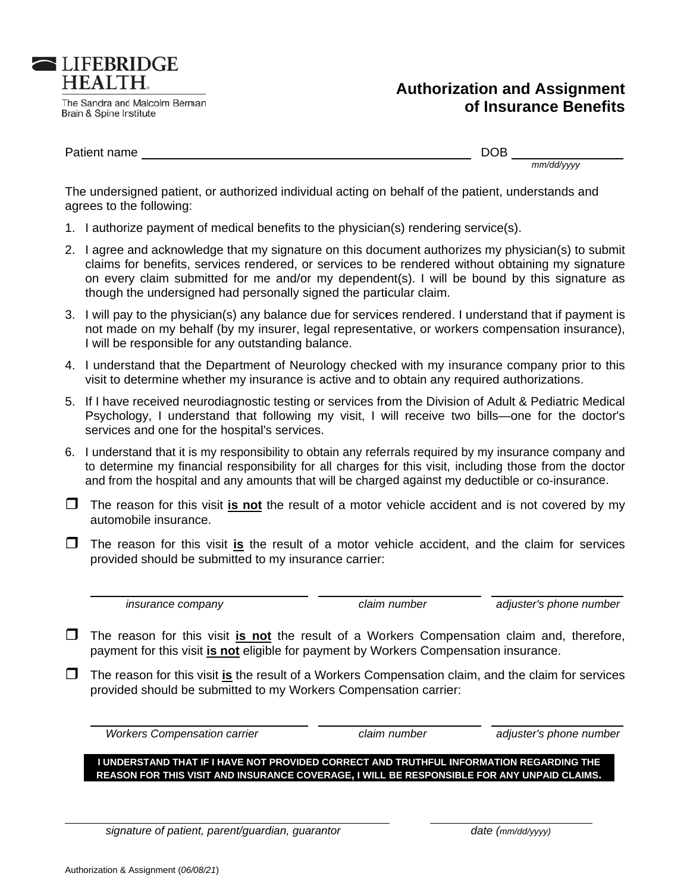LIFEBRIDGE HEALTH

The Sandra and Malcolm Berman Brain & Spine Institute

# Authorization and Assignment of Insurance Benefits

Patient name ______________________________ DOB ______________ *mm/dd/yyyy*

The undersigned patient, or authorized individual acting on behalf of the patient, understands and agrees to the following:

1. I authorize payment of medical benefits to the physician(s) rendering service(s).
2. I agree and acknowledge that my signature on this document authorizes my physician(s) to submit claims for benefits, services rendered, or services to be rendered without obtaining my signature on every claim submitted for me and/or my dependent(s). I will be bound by this signature as though the undersigned had personally signed the particular claim.
3. I will pay to the physician(s) any balance due for services rendered. I understand that if payment is not made on my behalf (by my insurer, legal representative, or workers compensation insurance), I will be responsible for any outstanding balance.
4. I understand that the Department of Neurology checked with my insurance company prior to this visit to determine whether my insurance is active and to obtain any required authorizations.
5. If I have received neurodiagnostic testing or services from the Division of Adult & Pediatric Medical Psychology, I understand that following my visit, I will receive two bills—one for the doctor's services and one for the hospital's services.
6. I understand that it is my responsibility to obtain any referrals required by my insurance company and to determine my financial responsibility for all charges for this visit, including those from the doctor and from the hospital and any amounts that will be charged against my deductible or co-insurance.

- ☐ The reason for this visit **is not** the result of a motor vehicle accident and is not covered by my automobile insurance.
- ☐ The reason for this visit **is** the result of a motor vehicle accident, and the claim for services provided should be submitted to my insurance carrier:

| ______________________ | ______________________ | ______________________ |
|---|---|---|
| *insurance company* | *claim number* | *adjuster's phone number* |

- ☐ The reason for this visit **is not** the result of a Workers Compensation claim and, therefore, payment for this visit **is not** eligible for payment by Workers Compensation insurance.
- ☐ The reason for this visit **is** the result of a Workers Compensation claim, and the claim for services provided should be submitted to my Workers Compensation carrier:

| ______________________ | ______________________ | ______________________ |
|---|---|---|
| *Workers Compensation carrier* | *claim number* | *adjuster's phone number* |

**I UNDERSTAND THAT IF I HAVE NOT PROVIDED CORRECT AND TRUTHFUL INFORMATION REGARDING THE REASON FOR THIS VISIT AND INSURANCE COVERAGE, I WILL BE RESPONSIBLE FOR ANY UNPAID CLAIMS.**

| ______________________________ | ______________________ |
|---|---|
| *signature of patient, parent/guardian, guarantor* | *date (mm/dd/yyyy)* |

Authorization & Assignment (*06/08/21*)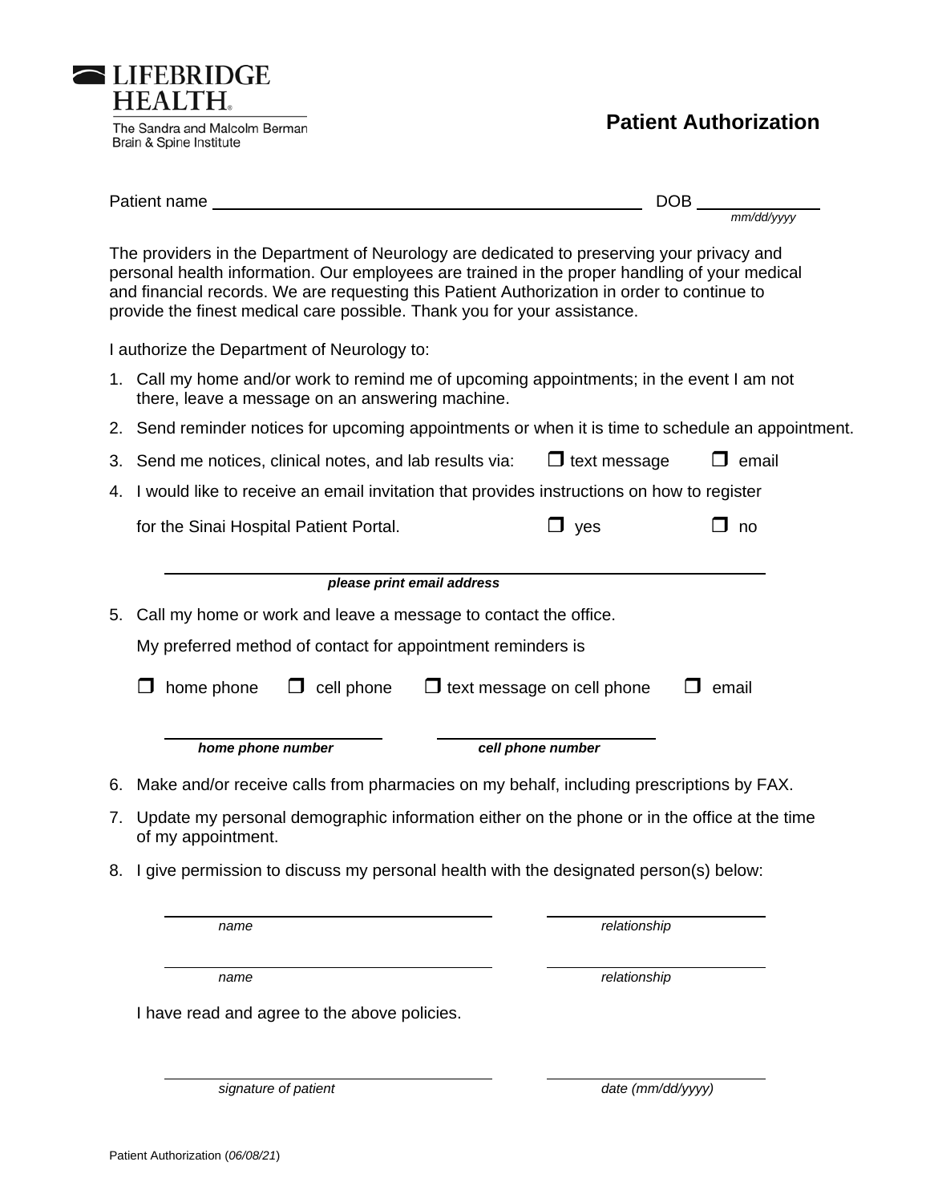LIFEBRIDGE HEALTH®

The Sandra and Malcolm Berman Brain & Spine Institute

# Patient Authorization

Patient name ______________________________ DOB ____________
*mm/dd/yyyy*

The providers in the Department of Neurology are dedicated to preserving your privacy and personal health information. Our employees are trained in the proper handling of your medical and financial records. We are requesting this Patient Authorization in order to continue to provide the finest medical care possible. Thank you for your assistance.

I authorize the Department of Neurology to:

1. Call my home and/or work to remind me of upcoming appointments; in the event I am not there, leave a message on an answering machine.
2. Send reminder notices for upcoming appointments or when it is time to schedule an appointment.
3. Send me notices, clinical notes, and lab results via: ☐ text message ☐ email
4. I would like to receive an email invitation that provides instructions on how to register for the Sinai Hospital Patient Portal. ☐ yes ☐ no

   ______________________________
   ***please print email address***

5. Call my home or work and leave a message to contact the office.

   My preferred method of contact for appointment reminders is

   ☐ home phone ☐ cell phone ☐ text message on cell phone ☐ email

   ____________________ ____________________
   ***home phone number*** ***cell phone number***

6. Make and/or receive calls from pharmacies on my behalf, including prescriptions by FAX.
7. Update my personal demographic information either on the phone or in the office at the time of my appointment.
8. I give permission to discuss my personal health with the designated person(s) below:

   ______________________________ ____________________
   *name* *relationship*

   ______________________________ ____________________
   *name* *relationship*

   I have read and agree to the above policies.

   ______________________________ ____________________
   *signature of patient* *date (mm/dd/yyyy)*

Patient Authorization (*06/08/21*)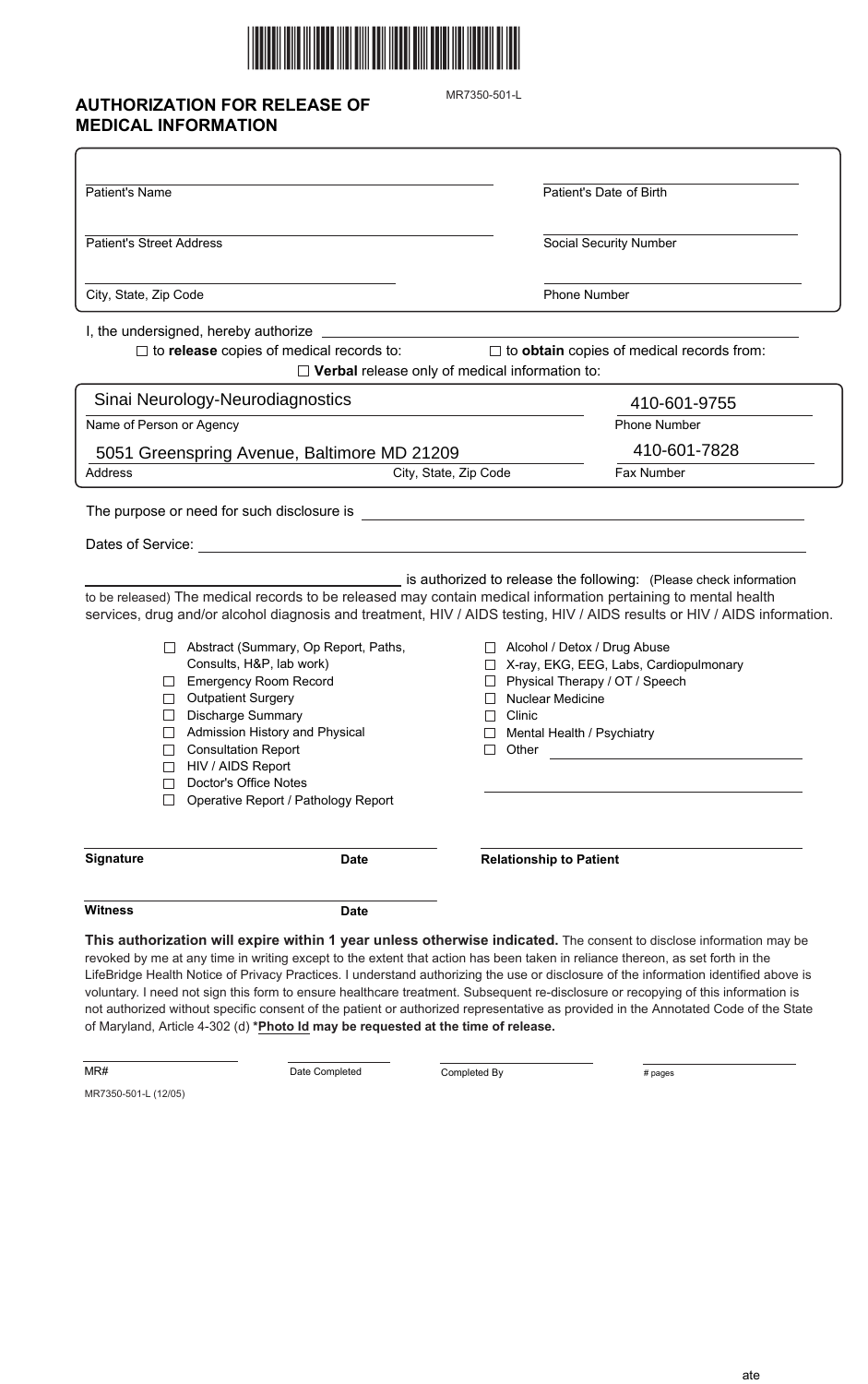# AUTHORIZATION FOR RELEASE OF MEDICAL INFORMATION

MR7350-501-L

Patient's Name ______________________ Patient's Date of Birth ______________________

Patient's Street Address ______________________ Social Security Number ______________________

City, State, Zip Code ______________________ Phone Number ______________________

I, the undersigned, hereby authorize ______________________

☐ to **release** copies of medical records to: ☐ to **obtain** copies of medical records from:

☐ **Verbal** release only of medical information to:

| Name of Person or Agency | Phone Number |
|---|---|
| Sinai Neurology-Neurodiagnostics | 410-601-9755 |

| Address | City, State, Zip Code | Fax Number |
|---|---|---|
| 5051 Greenspring Avenue, Baltimore MD 21209 | | 410-601-7828 |

The purpose or need for such disclosure is ______________________

Dates of Service: ______________________

______________________ is authorized to release the following: (Please check information to be released) The medical records to be released may contain medical information pertaining to mental health services, drug and/or alcohol diagnosis and treatment, HIV / AIDS testing, HIV / AIDS results or HIV / AIDS information.

- ☐ Abstract (Summary, Op Report, Paths, Consults, H&P, lab work)
- ☐ Emergency Room Record
- ☐ Outpatient Surgery
- ☐ Discharge Summary
- ☐ Admission History and Physical
- ☐ Consultation Report
- ☐ HIV / AIDS Report
- ☐ Doctor's Office Notes
- ☐ Operative Report / Pathology Report
- ☐ Alcohol / Detox / Drug Abuse
- ☐ X-ray, EKG, EEG, Labs, Cardiopulmonary
- ☐ Physical Therapy / OT / Speech
- ☐ Nuclear Medicine
- ☐ Clinic
- ☐ Mental Health / Psychiatry
- ☐ Other ______________________

**Signature** ______________________ **Date** ______________________ **Relationship to Patient** ______________________

**Witness** ______________________ **Date** ______________________

**This authorization will expire within 1 year unless otherwise indicated.** The consent to disclose information may be revoked by me at any time in writing except to the extent that action has been taken in reliance thereon, as set forth in the LifeBridge Health Notice of Privacy Practices. I understand authorizing the use or disclosure of the information identified above is voluntary. I need not sign this form to ensure healthcare treatment. Subsequent re-disclosure or recopying of this information is not authorized without specific consent of the patient or authorized representative as provided in the Annotated Code of the State of Maryland, Article 4-302 (d) **\*Photo Id may be requested at the time of release.**

MR# ______________ Date Completed ______________ Completed By ______________ # pages ______________

MR7350-501-L (12/05)

ate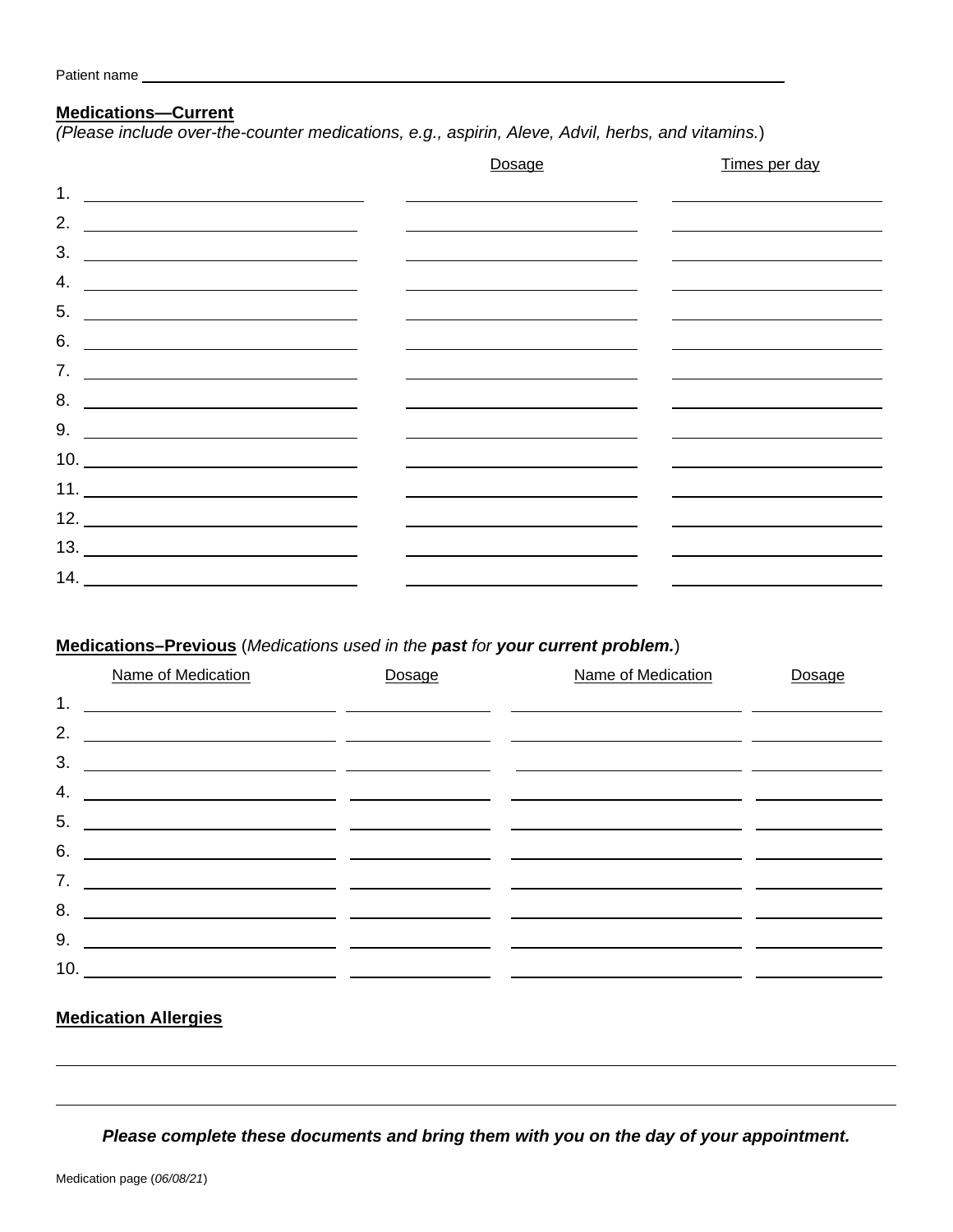Patient name ____________________________________________

**Medications—Current**
*(Please include over-the-counter medications, e.g., aspirin, Aleve, Advil, herbs, and vitamins.)*

| | | Dosage | Times per day |
|---|---|---|---|
| 1. | | | |
| 2. | | | |
| 3. | | | |
| 4. | | | |
| 5. | | | |
| 6. | | | |
| 7. | | | |
| 8. | | | |
| 9. | | | |
| 10. | | | |
| 11. | | | |
| 12. | | | |
| 13. | | | |
| 14. | | | |

**Medications–Previous** (*Medications used in the **past** for **your current problem.***)

| | Name of Medication | Dosage | Name of Medication | Dosage |
|---|---|---|---|---|
| 1. | | | | |
| 2. | | | | |
| 3. | | | | |
| 4. | | | | |
| 5. | | | | |
| 6. | | | | |
| 7. | | | | |
| 8. | | | | |
| 9. | | | | |
| 10. | | | | |

**Medication Allergies**

______________________________________________________________________

______________________________________________________________________

***Please complete these documents and bring them with you on the day of your appointment.***

Medication page (*06/08/21*)